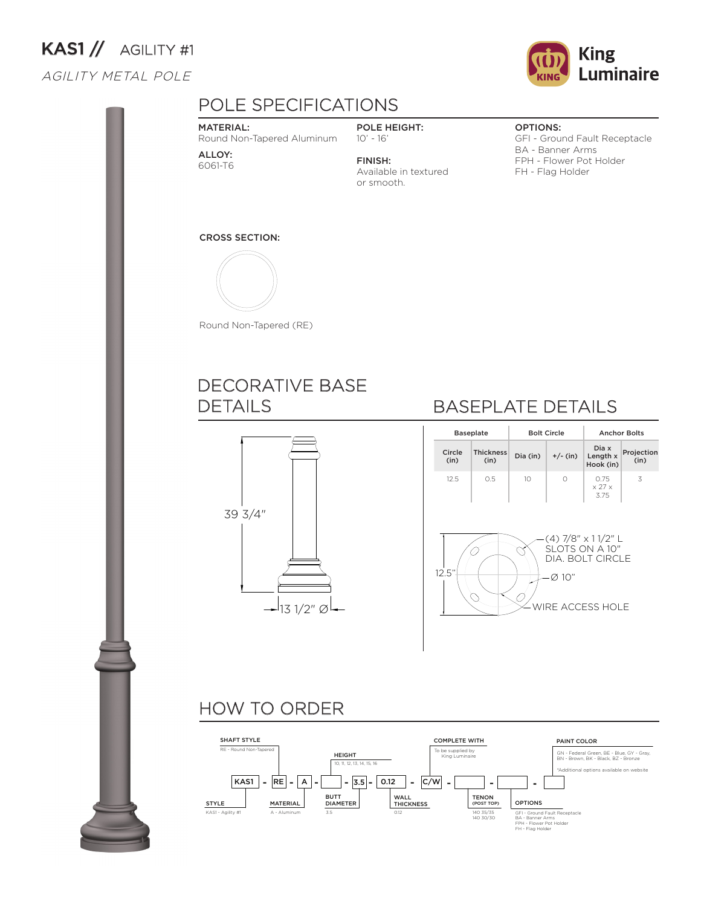# KAS1 // AGILITY #1

*AGILITY METAL POLE*

King Luminaire

## POLE SPECIFICATIONS

**MATERIAL:**
Round Non-Tapered Aluminum

**ALLOY:**
6061-T6

**POLE HEIGHT:**
10' - 16'

**FINISH:**
Available in textured or smooth.

**OPTIONS:**
GFI - Ground Fault Receptacle
BA - Banner Arms
FPH - Flower Pot Holder
FH - Flag Holder

**CROSS SECTION:**

Round Non-Tapered (RE)

## DECORATIVE BASE DETAILS

39 3/4"

13 1/2" Ø

## BASEPLATE DETAILS

| Baseplate | | Bolt Circle | | Anchor Bolts | |
|---|---|---|---|---|---|
| Circle (in) | Thickness (in) | Dia (in) | +/- (in) | Dia x Length x Hook (in) | Projection (in) |
| 12.5 | 0.5 | 10 | 0 | 0.75 x 27 x 3.75 | 3 |

12.5"

(4) 7/8" x 1 1/2" L SLOTS ON A 10" DIA. BOLT CIRCLE

Ø 10"

WIRE ACCESS HOLE

## HOW TO ORDER

KAS1 - RE - A - [ ] - 3.5 - 0.12 - C/W - [ ] - [ ] - [ ]

- **STYLE:** KAS1 - Agility #1
- **SHAFT STYLE:** RE - Round Non-Tapered
- **MATERIAL:** A - Aluminum
- **HEIGHT:** 10, 11, 12, 13, 14, 15, 16
- **BUTT DIAMETER:** 3.5
- **WALL THICKNESS:** 0.12
- **COMPLETE WITH:** To be supplied by King Luminaire
- **TENON (POST TOP):** 140 35/35, 140 30/30
- **OPTIONS:** GFI - Ground Fault Receptacle, BA - Banner Arms, FPH - Flower Pot Holder, FH - Flag Holder
- **PAINT COLOR:** GN - Federal Green, BE - Blue, GY - Gray, BN - Brown, BK - Black, BZ - Bronze
  *Additional options available on website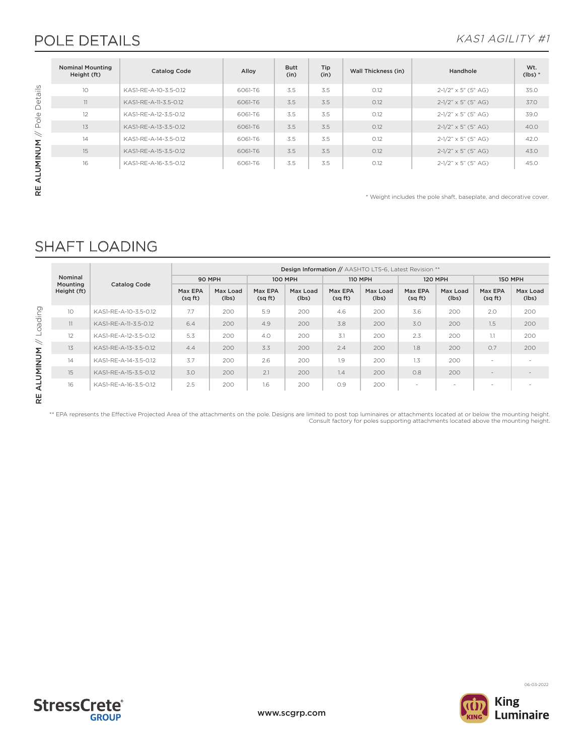# POLE DETAILS

*KAS1 AGILITY #1*

RE ALUMINUM // Pole Details

| Nominal Mounting Height (ft) | Catalog Code | Alloy | Butt (in) | Tip (in) | Wall Thickness (in) | Handhole | Wt. (lbs) * |
|---|---|---|---|---|---|---|---|
| 10 | KAS1-RE-A-10-3.5-0.12 | 6061-T6 | 3.5 | 3.5 | 0.12 | 2-1/2" x 5" (5" AG) | 35.0 |
| 11 | KAS1-RE-A-11-3.5-0.12 | 6061-T6 | 3.5 | 3.5 | 0.12 | 2-1/2" x 5" (5" AG) | 37.0 |
| 12 | KAS1-RE-A-12-3.5-0.12 | 6061-T6 | 3.5 | 3.5 | 0.12 | 2-1/2" x 5" (5" AG) | 39.0 |
| 13 | KAS1-RE-A-13-3.5-0.12 | 6061-T6 | 3.5 | 3.5 | 0.12 | 2-1/2" x 5" (5" AG) | 40.0 |
| 14 | KAS1-RE-A-14-3.5-0.12 | 6061-T6 | 3.5 | 3.5 | 0.12 | 2-1/2" x 5" (5" AG) | 42.0 |
| 15 | KAS1-RE-A-15-3.5-0.12 | 6061-T6 | 3.5 | 3.5 | 0.12 | 2-1/2" x 5" (5" AG) | 43.0 |
| 16 | KAS1-RE-A-16-3.5-0.12 | 6061-T6 | 3.5 | 3.5 | 0.12 | 2-1/2" x 5" (5" AG) | 45.0 |

* Weight includes the pole shaft, baseplate, and decorative cover.

# SHAFT LOADING

RE ALUMINUM // Loading

| Nominal Mounting Height (ft) | Catalog Code | **Design Information //** AASHTO LTS-6, Latest Revision ** | | | | | | | | | |
|---|---|---|---|---|---|---|---|---|---|---|---|
| | | 90 MPH | | 100 MPH | | 110 MPH | | 120 MPH | | 150 MPH | |
| | | Max EPA (sq ft) | Max Load (lbs) | Max EPA (sq ft) | Max Load (lbs) | Max EPA (sq ft) | Max Load (lbs) | Max EPA (sq ft) | Max Load (lbs) | Max EPA (sq ft) | Max Load (lbs) |
| 10 | KAS1-RE-A-10-3.5-0.12 | 7.7 | 200 | 5.9 | 200 | 4.6 | 200 | 3.6 | 200 | 2.0 | 200 |
| 11 | KAS1-RE-A-11-3.5-0.12 | 6.4 | 200 | 4.9 | 200 | 3.8 | 200 | 3.0 | 200 | 1.5 | 200 |
| 12 | KAS1-RE-A-12-3.5-0.12 | 5.3 | 200 | 4.0 | 200 | 3.1 | 200 | 2.3 | 200 | 1.1 | 200 |
| 13 | KAS1-RE-A-13-3.5-0.12 | 4.4 | 200 | 3.3 | 200 | 2.4 | 200 | 1.8 | 200 | 0.7 | 200 |
| 14 | KAS1-RE-A-14-3.5-0.12 | 3.7 | 200 | 2.6 | 200 | 1.9 | 200 | 1.3 | 200 | - | - |
| 15 | KAS1-RE-A-15-3.5-0.12 | 3.0 | 200 | 2.1 | 200 | 1.4 | 200 | 0.8 | 200 | - | - |
| 16 | KAS1-RE-A-16-3.5-0.12 | 2.5 | 200 | 1.6 | 200 | 0.9 | 200 | - | - | - | - |

** EPA represents the Effective Projected Area of the attachments on the pole. Designs are limited to post top luminaires or attachments located at or below the mounting height. Consult factory for poles supporting attachments located above the mounting height.

06-03-2022

StressCrete GROUP

www.scgrp.com

King Luminaire